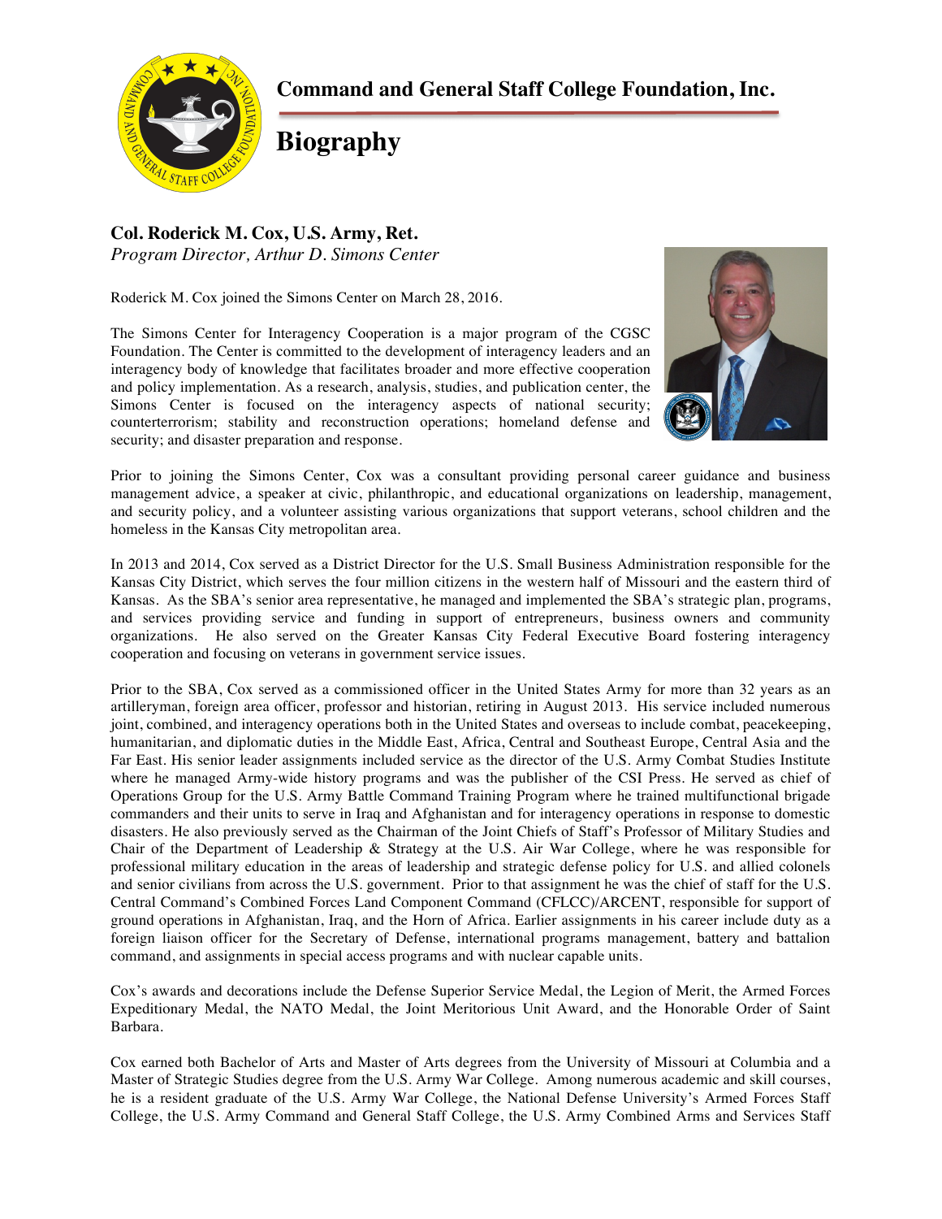# Command and General Staff College Foundation, Inc.

# Biography

**Col. Roderick M. Cox, U.S. Army, Ret.**
*Program Director, Arthur D. Simons Center*

Roderick M. Cox joined the Simons Center on March 28, 2016.

The Simons Center for Interagency Cooperation is a major program of the CGSC Foundation. The Center is committed to the development of interagency leaders and an interagency body of knowledge that facilitates broader and more effective cooperation and policy implementation. As a research, analysis, studies, and publication center, the Simons Center is focused on the interagency aspects of national security; counterterrorism; stability and reconstruction operations; homeland defense and security; and disaster preparation and response.

Prior to joining the Simons Center, Cox was a consultant providing personal career guidance and business management advice, a speaker at civic, philanthropic, and educational organizations on leadership, management, and security policy, and a volunteer assisting various organizations that support veterans, school children and the homeless in the Kansas City metropolitan area.

In 2013 and 2014, Cox served as a District Director for the U.S. Small Business Administration responsible for the Kansas City District, which serves the four million citizens in the western half of Missouri and the eastern third of Kansas. As the SBA's senior area representative, he managed and implemented the SBA's strategic plan, programs, and services providing service and funding in support of entrepreneurs, business owners and community organizations. He also served on the Greater Kansas City Federal Executive Board fostering interagency cooperation and focusing on veterans in government service issues.

Prior to the SBA, Cox served as a commissioned officer in the United States Army for more than 32 years as an artilleryman, foreign area officer, professor and historian, retiring in August 2013. His service included numerous joint, combined, and interagency operations both in the United States and overseas to include combat, peacekeeping, humanitarian, and diplomatic duties in the Middle East, Africa, Central and Southeast Europe, Central Asia and the Far East. His senior leader assignments included service as the director of the U.S. Army Combat Studies Institute where he managed Army-wide history programs and was the publisher of the CSI Press. He served as chief of Operations Group for the U.S. Army Battle Command Training Program where he trained multifunctional brigade commanders and their units to serve in Iraq and Afghanistan and for interagency operations in response to domestic disasters. He also previously served as the Chairman of the Joint Chiefs of Staff's Professor of Military Studies and Chair of the Department of Leadership & Strategy at the U.S. Air War College, where he was responsible for professional military education in the areas of leadership and strategic defense policy for U.S. and allied colonels and senior civilians from across the U.S. government. Prior to that assignment he was the chief of staff for the U.S. Central Command's Combined Forces Land Component Command (CFLCC)/ARCENT, responsible for support of ground operations in Afghanistan, Iraq, and the Horn of Africa. Earlier assignments in his career include duty as a foreign liaison officer for the Secretary of Defense, international programs management, battery and battalion command, and assignments in special access programs and with nuclear capable units.

Cox's awards and decorations include the Defense Superior Service Medal, the Legion of Merit, the Armed Forces Expeditionary Medal, the NATO Medal, the Joint Meritorious Unit Award, and the Honorable Order of Saint Barbara.

Cox earned both Bachelor of Arts and Master of Arts degrees from the University of Missouri at Columbia and a Master of Strategic Studies degree from the U.S. Army War College. Among numerous academic and skill courses, he is a resident graduate of the U.S. Army War College, the National Defense University's Armed Forces Staff College, the U.S. Army Command and General Staff College, the U.S. Army Combined Arms and Services Staff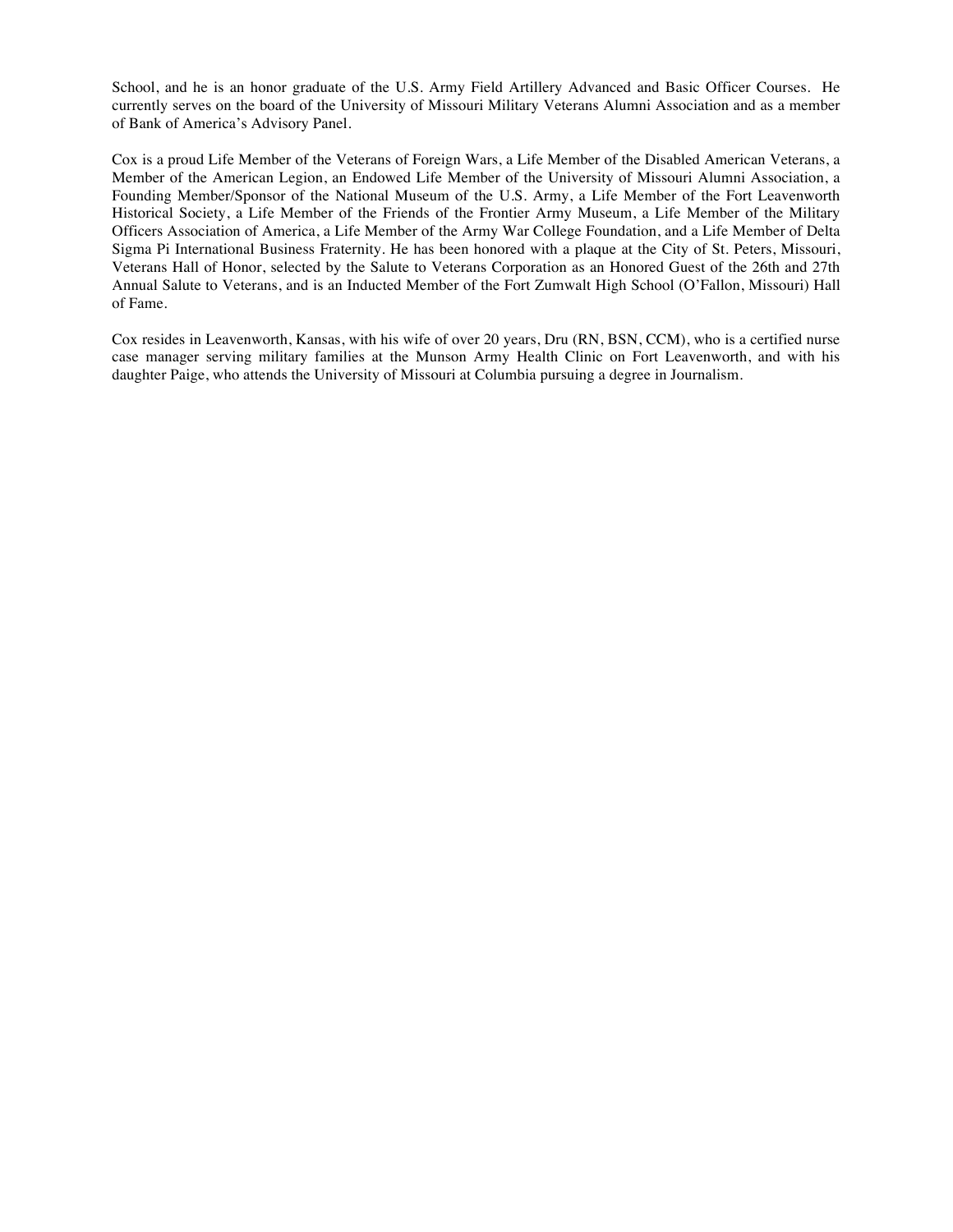School, and he is an honor graduate of the U.S. Army Field Artillery Advanced and Basic Officer Courses. He currently serves on the board of the University of Missouri Military Veterans Alumni Association and as a member of Bank of America's Advisory Panel.

Cox is a proud Life Member of the Veterans of Foreign Wars, a Life Member of the Disabled American Veterans, a Member of the American Legion, an Endowed Life Member of the University of Missouri Alumni Association, a Founding Member/Sponsor of the National Museum of the U.S. Army, a Life Member of the Fort Leavenworth Historical Society, a Life Member of the Friends of the Frontier Army Museum, a Life Member of the Military Officers Association of America, a Life Member of the Army War College Foundation, and a Life Member of Delta Sigma Pi International Business Fraternity. He has been honored with a plaque at the City of St. Peters, Missouri, Veterans Hall of Honor, selected by the Salute to Veterans Corporation as an Honored Guest of the 26th and 27th Annual Salute to Veterans, and is an Inducted Member of the Fort Zumwalt High School (O'Fallon, Missouri) Hall of Fame.

Cox resides in Leavenworth, Kansas, with his wife of over 20 years, Dru (RN, BSN, CCM), who is a certified nurse case manager serving military families at the Munson Army Health Clinic on Fort Leavenworth, and with his daughter Paige, who attends the University of Missouri at Columbia pursuing a degree in Journalism.